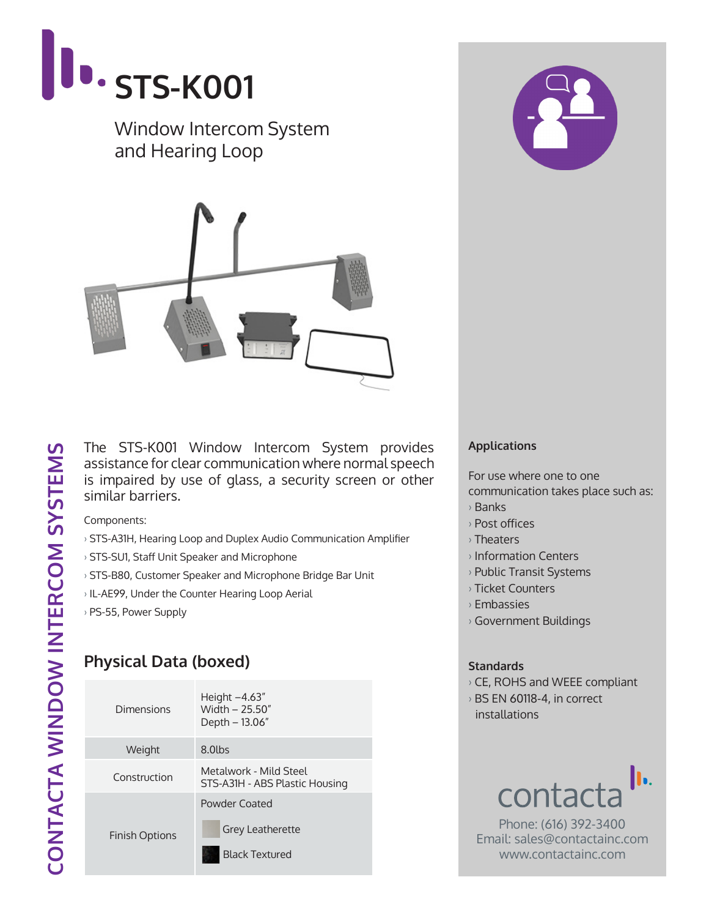# STS-K001

Window Intercom System and Hearing Loop

CONTACTA WINDOW INTERCOM SYSTEMS

The STS-K001 Window Intercom System provides assistance for clear communication where normal speech is impaired by use of glass, a security screen or other similar barriers.

Components:

- STS-A31H, Hearing Loop and Duplex Audio Communication Amplifier
- STS-SU1, Staff Unit Speaker and Microphone
- STS-B80, Customer Speaker and Microphone Bridge Bar Unit
- IL-AE99, Under the Counter Hearing Loop Aerial
- PS-55, Power Supply

## Physical Data (boxed)

| | |
|---|---|
| Dimensions | Height –4.63" Width – 25.50" Depth – 13.06" |
| Weight | 8.0lbs |
| Construction | Metalwork - Mild Steel STS-A31H - ABS Plastic Housing |
| Finish Options | Powder Coated Grey Leatherette Black Textured |

**Applications**

For use where one to one communication takes place such as:

- Banks
- Post offices
- Theaters
- Information Centers
- Public Transit Systems
- Ticket Counters
- Embassies
- Government Buildings

**Standards**

- CE, ROHS and WEEE compliant
- BS EN 60118-4, in correct installations

contacta

Phone: (616) 392-3400
Email: sales@contactainc.com
www.contactainc.com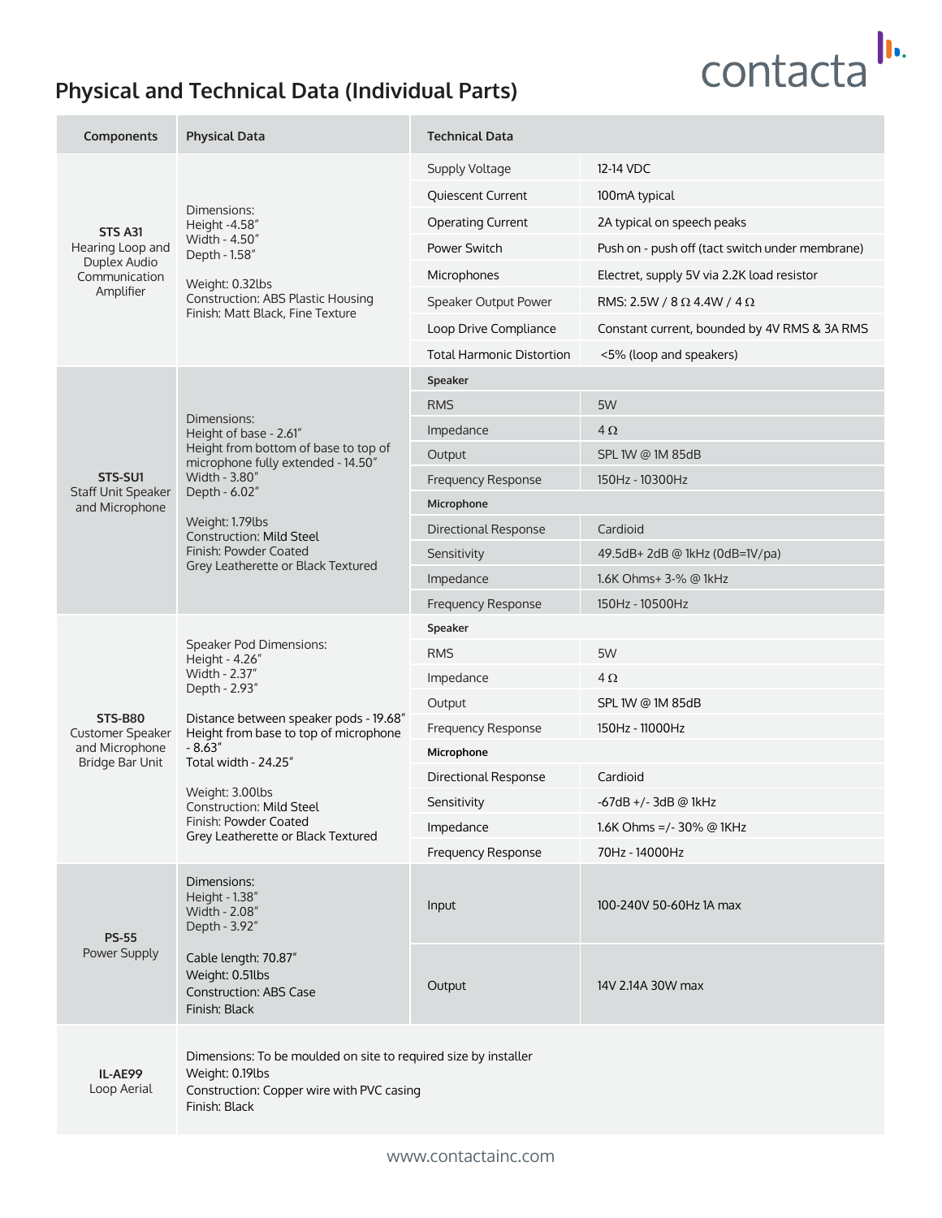## Physical and Technical Data (Individual Parts)

| Components | Physical Data | Technical Data | |
|---|---|---|---|
| **STS A31** Hearing Loop and Duplex Audio Communication Amplifier | Dimensions: Height -4.58" Width - 4.50" Depth - 1.58" Weight: 0.32lbs Construction: ABS Plastic Housing Finish: Matt Black, Fine Texture | Supply Voltage | 12-14 VDC |
| | | Quiescent Current | 100mA typical |
| | | Operating Current | 2A typical on speech peaks |
| | | Power Switch | Push on - push off (tact switch under membrane) |
| | | Microphones | Electret, supply 5V via 2.2K load resistor |
| | | Speaker Output Power | RMS: 2.5W / 8 Ω 4.4W / 4 Ω |
| | | Loop Drive Compliance | Constant current, bounded by 4V RMS & 3A RMS |
| | | Total Harmonic Distortion | <5% (loop and speakers) |
| **STS-SU1** Staff Unit Speaker and Microphone | Dimensions: Height of base - 2.61" Height from bottom of base to top of microphone fully extended - 14.50" Width - 3.80" Depth - 6.02" Weight: 1.79lbs Construction: Mild Steel Finish: Powder Coated Grey Leatherette or Black Textured | **Speaker** | |
| | | RMS | 5W |
| | | Impedance | 4 Ω |
| | | Output | SPL 1W @ 1M 85dB |
| | | Frequency Response | 150Hz - 10300Hz |
| | | **Microphone** | |
| | | Directional Response | Cardioid |
| | | Sensitivity | 49.5dB+ 2dB @ 1kHz (0dB=1V/pa) |
| | | Impedance | 1.6K Ohms+ 3-% @ 1kHz |
| | | Frequency Response | 150Hz - 10500Hz |
| **STS-B80** Customer Speaker and Microphone Bridge Bar Unit | Speaker Pod Dimensions: Height - 4.26" Width - 2.37" Depth - 2.93" Distance between speaker pods - 19.68" Height from base to top of microphone - 8.63" Total width - 24.25" Weight: 3.00lbs Construction: Mild Steel Finish: Powder Coated Grey Leatherette or Black Textured | **Speaker** | |
| | | RMS | 5W |
| | | Impedance | 4 Ω |
| | | Output | SPL 1W @ 1M 85dB |
| | | Frequency Response | 150Hz - 11000Hz |
| | | **Microphone** | |
| | | Directional Response | Cardioid |
| | | Sensitivity | -67dB +/- 3dB @ 1kHz |
| | | Impedance | 1.6K Ohms =/- 30% @ 1KHz |
| | | Frequency Response | 70Hz - 14000Hz |
| **PS-55** Power Supply | Dimensions: Height - 1.38" Width - 2.08" Depth - 3.92" Cable length: 70.87" Weight: 0.51lbs Construction: ABS Case Finish: Black | Input | 100-240V 50-60Hz 1A max |
| | | Output | 14V 2.14A 30W max |
| **IL-AE99** Loop Aerial | Dimensions: To be moulded on site to required size by installer Weight: 0.19lbs Construction: Copper wire with PVC casing Finish: Black | | |

www.contactainc.com